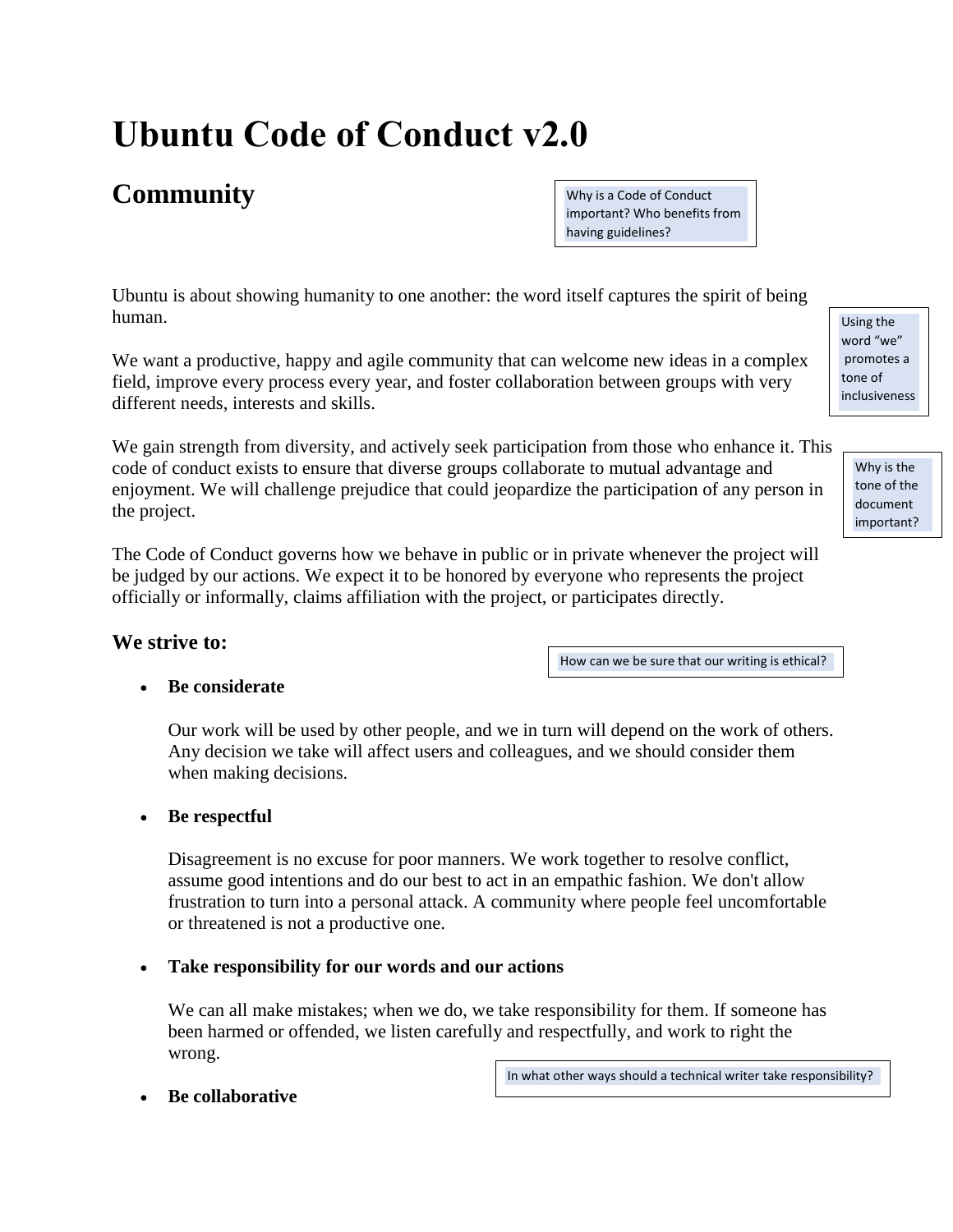# Ubuntu Code of Conduct v2.0

## Community

Why is a Code of Conduct important? Who benefits from having guidelines?

Ubuntu is about showing humanity to one another: the word itself captures the spirit of being human.

Using the word "we" promotes a tone of inclusiveness

We want a productive, happy and agile community that can welcome new ideas in a complex field, improve every process every year, and foster collaboration between groups with very different needs, interests and skills.

We gain strength from diversity, and actively seek participation from those who enhance it. This code of conduct exists to ensure that diverse groups collaborate to mutual advantage and enjoyment. We will challenge prejudice that could jeopardize the participation of any person in the project.

Why is the tone of the document important?

The Code of Conduct governs how we behave in public or in private whenever the project will be judged by our actions. We expect it to be honored by everyone who represents the project officially or informally, claims affiliation with the project, or participates directly.

### We strive to:

How can we be sure that our writing is ethical?

- **Be considerate**

  Our work will be used by other people, and we in turn will depend on the work of others. Any decision we take will affect users and colleagues, and we should consider them when making decisions.

- **Be respectful**

  Disagreement is no excuse for poor manners. We work together to resolve conflict, assume good intentions and do our best to act in an empathic fashion. We don't allow frustration to turn into a personal attack. A community where people feel uncomfortable or threatened is not a productive one.

- **Take responsibility for our words and our actions**

  We can all make mistakes; when we do, we take responsibility for them. If someone has been harmed or offended, we listen carefully and respectfully, and work to right the wrong.

In what other ways should a technical writer take responsibility?

- **Be collaborative**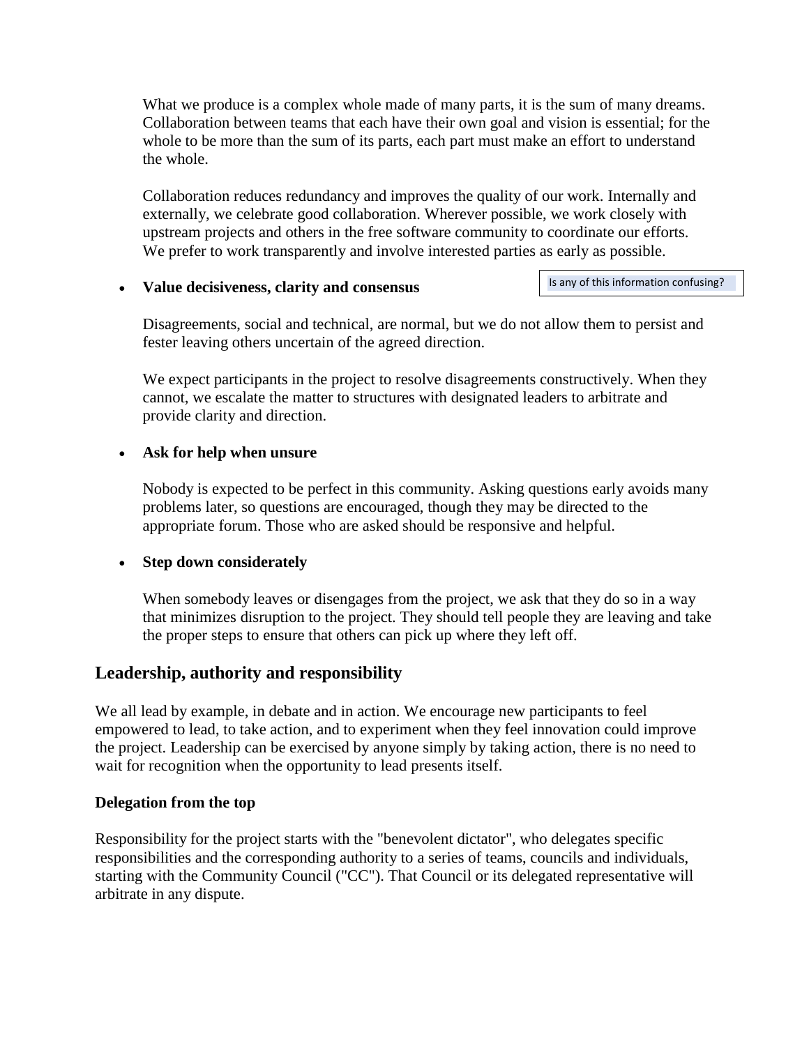What we produce is a complex whole made of many parts, it is the sum of many dreams. Collaboration between teams that each have their own goal and vision is essential; for the whole to be more than the sum of its parts, each part must make an effort to understand the whole.

Collaboration reduces redundancy and improves the quality of our work. Internally and externally, we celebrate good collaboration. Wherever possible, we work closely with upstream projects and others in the free software community to coordinate our efforts. We prefer to work transparently and involve interested parties as early as possible.

- **Value decisiveness, clarity and consensus**

  Is any of this information confusing?

  Disagreements, social and technical, are normal, but we do not allow them to persist and fester leaving others uncertain of the agreed direction.

  We expect participants in the project to resolve disagreements constructively. When they cannot, we escalate the matter to structures with designated leaders to arbitrate and provide clarity and direction.

- **Ask for help when unsure**

  Nobody is expected to be perfect in this community. Asking questions early avoids many problems later, so questions are encouraged, though they may be directed to the appropriate forum. Those who are asked should be responsive and helpful.

- **Step down considerately**

  When somebody leaves or disengages from the project, we ask that they do so in a way that minimizes disruption to the project. They should tell people they are leaving and take the proper steps to ensure that others can pick up where they left off.

## Leadership, authority and responsibility

We all lead by example, in debate and in action. We encourage new participants to feel empowered to lead, to take action, and to experiment when they feel innovation could improve the project. Leadership can be exercised by anyone simply by taking action, there is no need to wait for recognition when the opportunity to lead presents itself.

### Delegation from the top

Responsibility for the project starts with the "benevolent dictator", who delegates specific responsibilities and the corresponding authority to a series of teams, councils and individuals, starting with the Community Council ("CC"). That Council or its delegated representative will arbitrate in any dispute.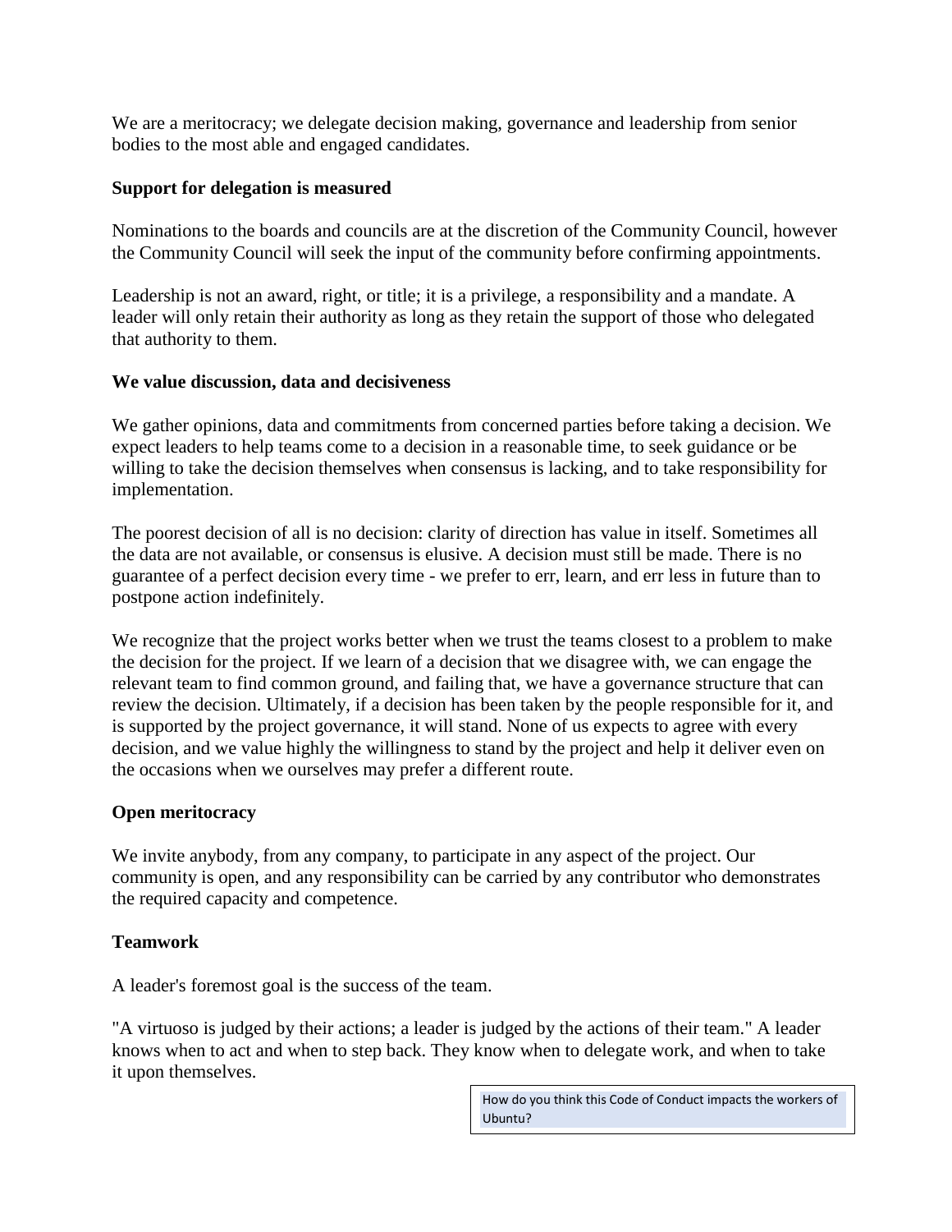We are a meritocracy; we delegate decision making, governance and leadership from senior bodies to the most able and engaged candidates.

**Support for delegation is measured**

Nominations to the boards and councils are at the discretion of the Community Council, however the Community Council will seek the input of the community before confirming appointments.

Leadership is not an award, right, or title; it is a privilege, a responsibility and a mandate. A leader will only retain their authority as long as they retain the support of those who delegated that authority to them.

**We value discussion, data and decisiveness**

We gather opinions, data and commitments from concerned parties before taking a decision. We expect leaders to help teams come to a decision in a reasonable time, to seek guidance or be willing to take the decision themselves when consensus is lacking, and to take responsibility for implementation.

The poorest decision of all is no decision: clarity of direction has value in itself. Sometimes all the data are not available, or consensus is elusive. A decision must still be made. There is no guarantee of a perfect decision every time - we prefer to err, learn, and err less in future than to postpone action indefinitely.

We recognize that the project works better when we trust the teams closest to a problem to make the decision for the project. If we learn of a decision that we disagree with, we can engage the relevant team to find common ground, and failing that, we have a governance structure that can review the decision. Ultimately, if a decision has been taken by the people responsible for it, and is supported by the project governance, it will stand. None of us expects to agree with every decision, and we value highly the willingness to stand by the project and help it deliver even on the occasions when we ourselves may prefer a different route.

**Open meritocracy**

We invite anybody, from any company, to participate in any aspect of the project. Our community is open, and any responsibility can be carried by any contributor who demonstrates the required capacity and competence.

**Teamwork**

A leader's foremost goal is the success of the team.

"A virtuoso is judged by their actions; a leader is judged by the actions of their team." A leader knows when to act and when to step back. They know when to delegate work, and when to take it upon themselves.

How do you think this Code of Conduct impacts the workers of Ubuntu?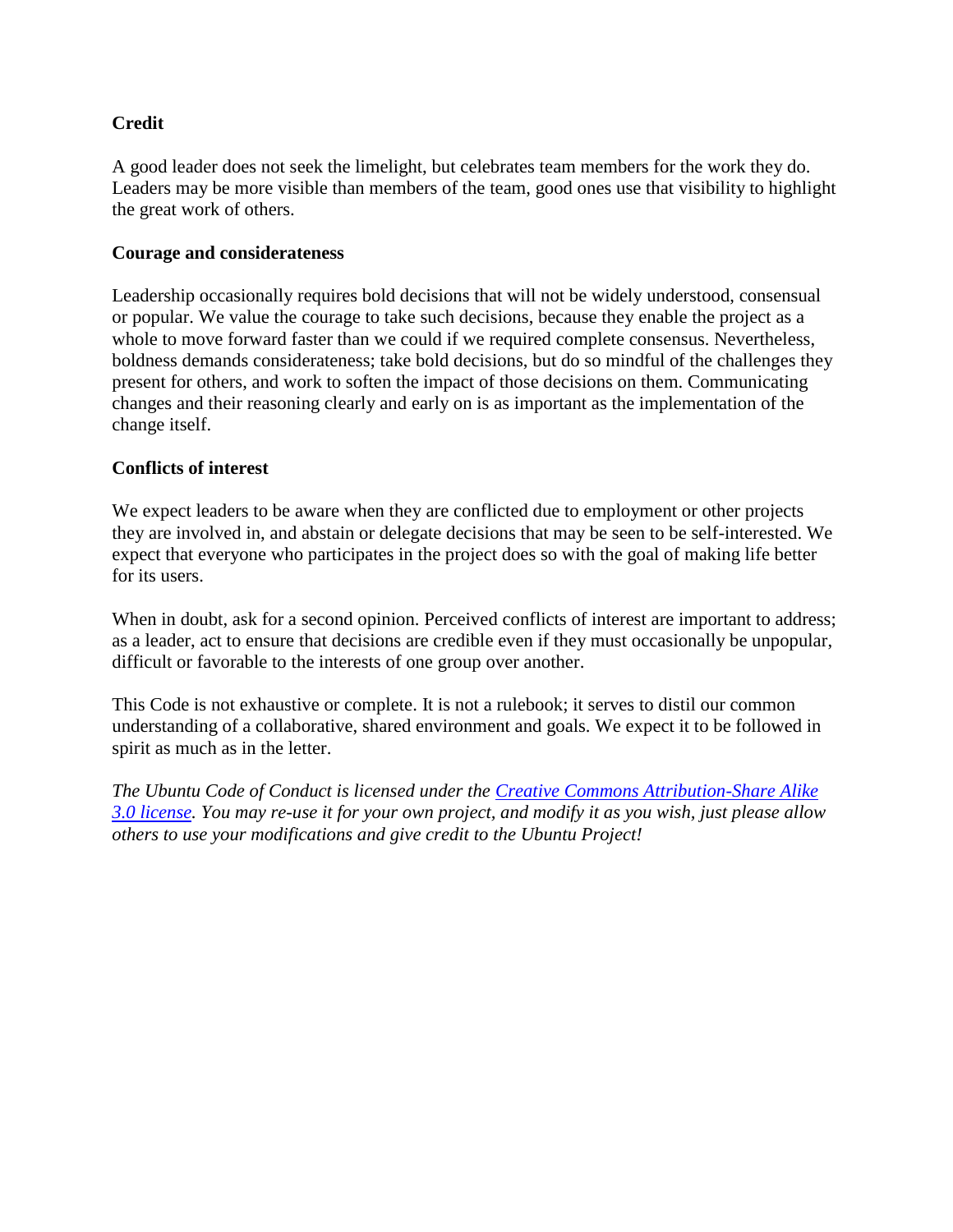**Credit**

A good leader does not seek the limelight, but celebrates team members for the work they do. Leaders may be more visible than members of the team, good ones use that visibility to highlight the great work of others.

**Courage and considerateness**

Leadership occasionally requires bold decisions that will not be widely understood, consensual or popular. We value the courage to take such decisions, because they enable the project as a whole to move forward faster than we could if we required complete consensus. Nevertheless, boldness demands considerateness; take bold decisions, but do so mindful of the challenges they present for others, and work to soften the impact of those decisions on them. Communicating changes and their reasoning clearly and early on is as important as the implementation of the change itself.

**Conflicts of interest**

We expect leaders to be aware when they are conflicted due to employment or other projects they are involved in, and abstain or delegate decisions that may be seen to be self-interested. We expect that everyone who participates in the project does so with the goal of making life better for its users.

When in doubt, ask for a second opinion. Perceived conflicts of interest are important to address; as a leader, act to ensure that decisions are credible even if they must occasionally be unpopular, difficult or favorable to the interests of one group over another.

This Code is not exhaustive or complete. It is not a rulebook; it serves to distil our common understanding of a collaborative, shared environment and goals. We expect it to be followed in spirit as much as in the letter.

*The Ubuntu Code of Conduct is licensed under the [Creative Commons Attribution-Share Alike 3.0 license](). You may re-use it for your own project, and modify it as you wish, just please allow others to use your modifications and give credit to the Ubuntu Project!*